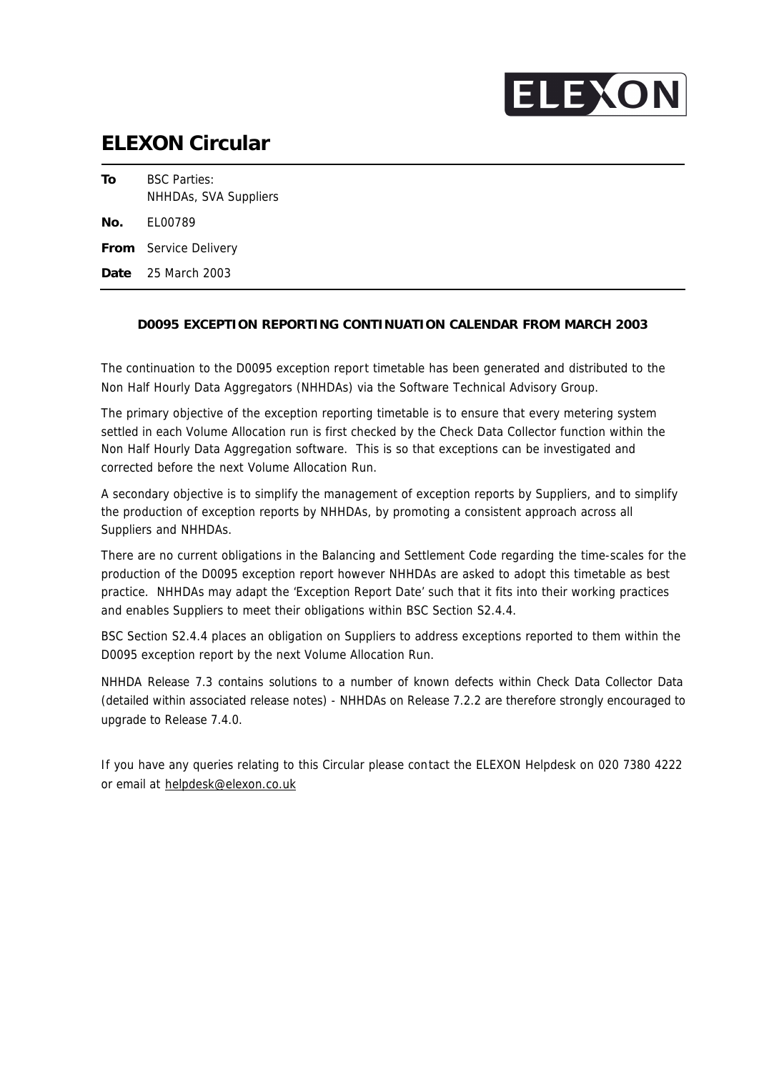ELEXON

# ELEXON Circular

| | |
|---|---|
| **To** | BSC Parties: NHHDAs, SVA Suppliers |
| **No.** | EL00789 |
| **From** | Service Delivery |
| **Date** | 25 March 2003 |

**D0095 EXCEPTION REPORTING CONTINUATION CALENDAR FROM MARCH 2003**

The continuation to the D0095 exception report timetable has been generated and distributed to the Non Half Hourly Data Aggregators (NHHDAs) via the Software Technical Advisory Group.

The primary objective of the exception reporting timetable is to ensure that every metering system settled in each Volume Allocation run is first checked by the Check Data Collector function within the Non Half Hourly Data Aggregation software. This is so that exceptions can be investigated and corrected before the next Volume Allocation Run.

A secondary objective is to simplify the management of exception reports by Suppliers, and to simplify the production of exception reports by NHHDAs, by promoting a consistent approach across all Suppliers and NHHDAs.

There are no current obligations in the Balancing and Settlement Code regarding the time-scales for the production of the D0095 exception report however NHHDAs are asked to adopt this timetable as best practice. NHHDAs may adapt the 'Exception Report Date' such that it fits into their working practices and enables Suppliers to meet their obligations within BSC Section S2.4.4.

BSC Section S2.4.4 places an obligation on Suppliers to address exceptions reported to them within the D0095 exception report by the next Volume Allocation Run.

NHHDA Release 7.3 contains solutions to a number of known defects within Check Data Collector Data (detailed within associated release notes) - NHHDAs on Release 7.2.2 are therefore strongly encouraged to upgrade to Release 7.4.0.

If you have any queries relating to this Circular please contact the ELEXON Helpdesk on 020 7380 4222 or email at helpdesk@elexon.co.uk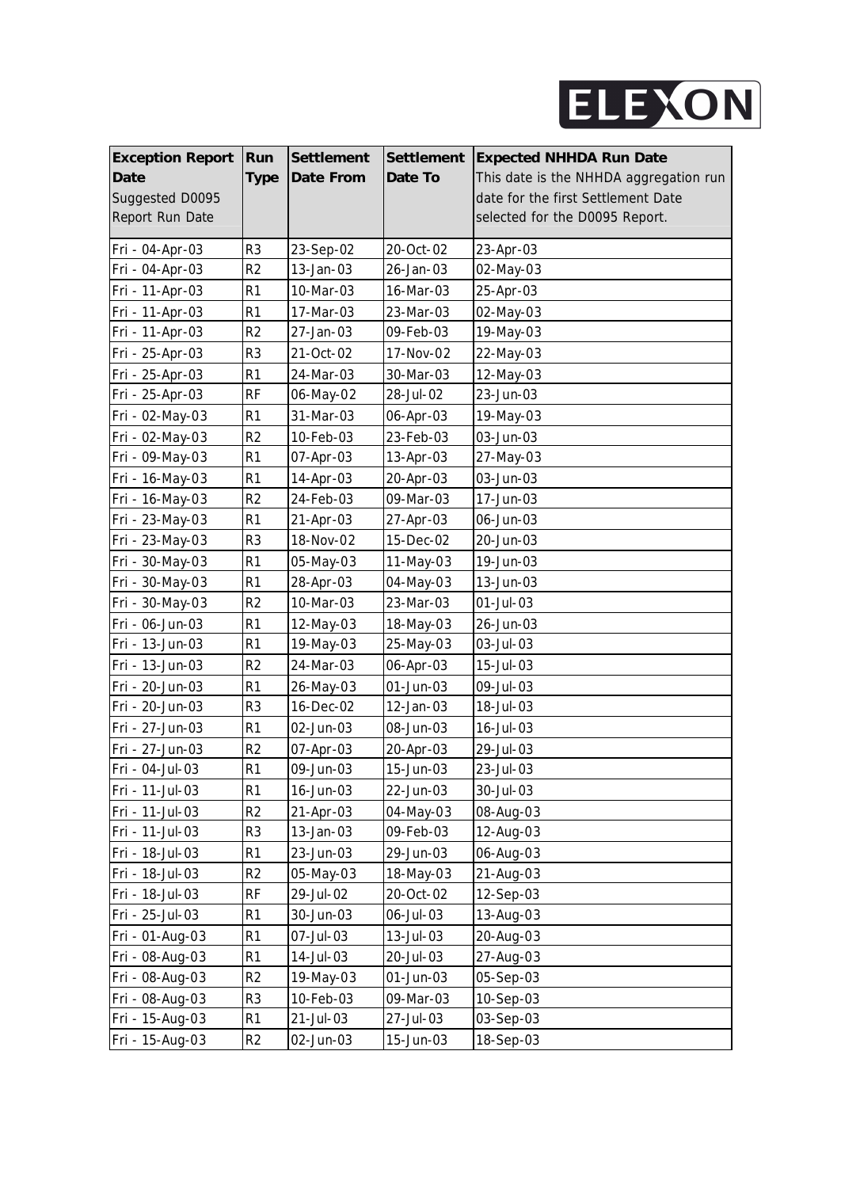| Exception Report Date<br>Suggested D0095 Report Run Date | Run Type | Settlement Date From | Settlement Date To | Expected NHHDA Run Date<br>This date is the NHHDA aggregation run date for the first Settlement Date selected for the D0095 Report. |
|---|---|---|---|---|
| Fri - 04-Apr-03 | R3 | 23-Sep-02 | 20-Oct-02 | 23-Apr-03 |
| Fri - 04-Apr-03 | R2 | 13-Jan-03 | 26-Jan-03 | 02-May-03 |
| Fri - 11-Apr-03 | R1 | 10-Mar-03 | 16-Mar-03 | 25-Apr-03 |
| Fri - 11-Apr-03 | R1 | 17-Mar-03 | 23-Mar-03 | 02-May-03 |
| Fri - 11-Apr-03 | R2 | 27-Jan-03 | 09-Feb-03 | 19-May-03 |
| Fri - 25-Apr-03 | R3 | 21-Oct-02 | 17-Nov-02 | 22-May-03 |
| Fri - 25-Apr-03 | R1 | 24-Mar-03 | 30-Mar-03 | 12-May-03 |
| Fri - 25-Apr-03 | RF | 06-May-02 | 28-Jul-02 | 23-Jun-03 |
| Fri - 02-May-03 | R1 | 31-Mar-03 | 06-Apr-03 | 19-May-03 |
| Fri - 02-May-03 | R2 | 10-Feb-03 | 23-Feb-03 | 03-Jun-03 |
| Fri - 09-May-03 | R1 | 07-Apr-03 | 13-Apr-03 | 27-May-03 |
| Fri - 16-May-03 | R1 | 14-Apr-03 | 20-Apr-03 | 03-Jun-03 |
| Fri - 16-May-03 | R2 | 24-Feb-03 | 09-Mar-03 | 17-Jun-03 |
| Fri - 23-May-03 | R1 | 21-Apr-03 | 27-Apr-03 | 06-Jun-03 |
| Fri - 23-May-03 | R3 | 18-Nov-02 | 15-Dec-02 | 20-Jun-03 |
| Fri - 30-May-03 | R1 | 05-May-03 | 11-May-03 | 19-Jun-03 |
| Fri - 30-May-03 | R1 | 28-Apr-03 | 04-May-03 | 13-Jun-03 |
| Fri - 30-May-03 | R2 | 10-Mar-03 | 23-Mar-03 | 01-Jul-03 |
| Fri - 06-Jun-03 | R1 | 12-May-03 | 18-May-03 | 26-Jun-03 |
| Fri - 13-Jun-03 | R1 | 19-May-03 | 25-May-03 | 03-Jul-03 |
| Fri - 13-Jun-03 | R2 | 24-Mar-03 | 06-Apr-03 | 15-Jul-03 |
| Fri - 20-Jun-03 | R1 | 26-May-03 | 01-Jun-03 | 09-Jul-03 |
| Fri - 20-Jun-03 | R3 | 16-Dec-02 | 12-Jan-03 | 18-Jul-03 |
| Fri - 27-Jun-03 | R1 | 02-Jun-03 | 08-Jun-03 | 16-Jul-03 |
| Fri - 27-Jun-03 | R2 | 07-Apr-03 | 20-Apr-03 | 29-Jul-03 |
| Fri - 04-Jul-03 | R1 | 09-Jun-03 | 15-Jun-03 | 23-Jul-03 |
| Fri - 11-Jul-03 | R1 | 16-Jun-03 | 22-Jun-03 | 30-Jul-03 |
| Fri - 11-Jul-03 | R2 | 21-Apr-03 | 04-May-03 | 08-Aug-03 |
| Fri - 11-Jul-03 | R3 | 13-Jan-03 | 09-Feb-03 | 12-Aug-03 |
| Fri - 18-Jul-03 | R1 | 23-Jun-03 | 29-Jun-03 | 06-Aug-03 |
| Fri - 18-Jul-03 | R2 | 05-May-03 | 18-May-03 | 21-Aug-03 |
| Fri - 18-Jul-03 | RF | 29-Jul-02 | 20-Oct-02 | 12-Sep-03 |
| Fri - 25-Jul-03 | R1 | 30-Jun-03 | 06-Jul-03 | 13-Aug-03 |
| Fri - 01-Aug-03 | R1 | 07-Jul-03 | 13-Jul-03 | 20-Aug-03 |
| Fri - 08-Aug-03 | R1 | 14-Jul-03 | 20-Jul-03 | 27-Aug-03 |
| Fri - 08-Aug-03 | R2 | 19-May-03 | 01-Jun-03 | 05-Sep-03 |
| Fri - 08-Aug-03 | R3 | 10-Feb-03 | 09-Mar-03 | 10-Sep-03 |
| Fri - 15-Aug-03 | R1 | 21-Jul-03 | 27-Jul-03 | 03-Sep-03 |
| Fri - 15-Aug-03 | R2 | 02-Jun-03 | 15-Jun-03 | 18-Sep-03 |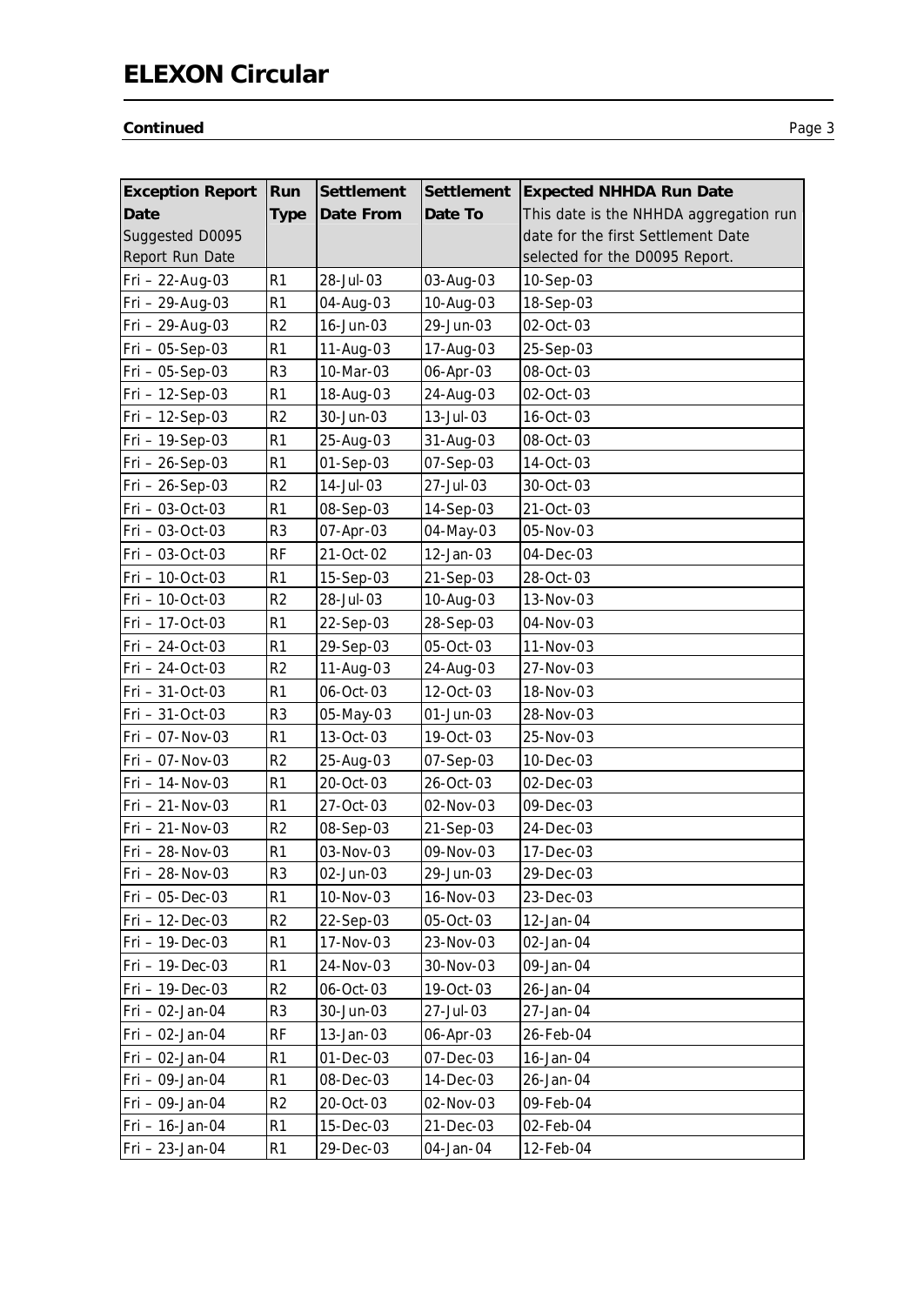**Continued**

| Exception Report Date Suggested D0095 Report Run Date | Run Type | Settlement Date From | Settlement Date To | Expected NHHDA Run Date This date is the NHHDA aggregation run date for the first Settlement Date selected for the D0095 Report. |
|---|---|---|---|---|
| Fri – 22-Aug-03 | R1 | 28-Jul-03 | 03-Aug-03 | 10-Sep-03 |
| Fri – 29-Aug-03 | R1 | 04-Aug-03 | 10-Aug-03 | 18-Sep-03 |
| Fri – 29-Aug-03 | R2 | 16-Jun-03 | 29-Jun-03 | 02-Oct-03 |
| Fri – 05-Sep-03 | R1 | 11-Aug-03 | 17-Aug-03 | 25-Sep-03 |
| Fri – 05-Sep-03 | R3 | 10-Mar-03 | 06-Apr-03 | 08-Oct-03 |
| Fri – 12-Sep-03 | R1 | 18-Aug-03 | 24-Aug-03 | 02-Oct-03 |
| Fri – 12-Sep-03 | R2 | 30-Jun-03 | 13-Jul-03 | 16-Oct-03 |
| Fri – 19-Sep-03 | R1 | 25-Aug-03 | 31-Aug-03 | 08-Oct-03 |
| Fri – 26-Sep-03 | R1 | 01-Sep-03 | 07-Sep-03 | 14-Oct-03 |
| Fri – 26-Sep-03 | R2 | 14-Jul-03 | 27-Jul-03 | 30-Oct-03 |
| Fri – 03-Oct-03 | R1 | 08-Sep-03 | 14-Sep-03 | 21-Oct-03 |
| Fri – 03-Oct-03 | R3 | 07-Apr-03 | 04-May-03 | 05-Nov-03 |
| Fri – 03-Oct-03 | RF | 21-Oct-02 | 12-Jan-03 | 04-Dec-03 |
| Fri – 10-Oct-03 | R1 | 15-Sep-03 | 21-Sep-03 | 28-Oct-03 |
| Fri – 10-Oct-03 | R2 | 28-Jul-03 | 10-Aug-03 | 13-Nov-03 |
| Fri – 17-Oct-03 | R1 | 22-Sep-03 | 28-Sep-03 | 04-Nov-03 |
| Fri – 24-Oct-03 | R1 | 29-Sep-03 | 05-Oct-03 | 11-Nov-03 |
| Fri – 24-Oct-03 | R2 | 11-Aug-03 | 24-Aug-03 | 27-Nov-03 |
| Fri – 31-Oct-03 | R1 | 06-Oct-03 | 12-Oct-03 | 18-Nov-03 |
| Fri – 31-Oct-03 | R3 | 05-May-03 | 01-Jun-03 | 28-Nov-03 |
| Fri – 07-Nov-03 | R1 | 13-Oct-03 | 19-Oct-03 | 25-Nov-03 |
| Fri – 07-Nov-03 | R2 | 25-Aug-03 | 07-Sep-03 | 10-Dec-03 |
| Fri – 14-Nov-03 | R1 | 20-Oct-03 | 26-Oct-03 | 02-Dec-03 |
| Fri – 21-Nov-03 | R1 | 27-Oct-03 | 02-Nov-03 | 09-Dec-03 |
| Fri – 21-Nov-03 | R2 | 08-Sep-03 | 21-Sep-03 | 24-Dec-03 |
| Fri – 28-Nov-03 | R1 | 03-Nov-03 | 09-Nov-03 | 17-Dec-03 |
| Fri – 28-Nov-03 | R3 | 02-Jun-03 | 29-Jun-03 | 29-Dec-03 |
| Fri – 05-Dec-03 | R1 | 10-Nov-03 | 16-Nov-03 | 23-Dec-03 |
| Fri – 12-Dec-03 | R2 | 22-Sep-03 | 05-Oct-03 | 12-Jan-04 |
| Fri – 19-Dec-03 | R1 | 17-Nov-03 | 23-Nov-03 | 02-Jan-04 |
| Fri – 19-Dec-03 | R1 | 24-Nov-03 | 30-Nov-03 | 09-Jan-04 |
| Fri – 19-Dec-03 | R2 | 06-Oct-03 | 19-Oct-03 | 26-Jan-04 |
| Fri – 02-Jan-04 | R3 | 30-Jun-03 | 27-Jul-03 | 27-Jan-04 |
| Fri – 02-Jan-04 | RF | 13-Jan-03 | 06-Apr-03 | 26-Feb-04 |
| Fri – 02-Jan-04 | R1 | 01-Dec-03 | 07-Dec-03 | 16-Jan-04 |
| Fri – 09-Jan-04 | R1 | 08-Dec-03 | 14-Dec-03 | 26-Jan-04 |
| Fri – 09-Jan-04 | R2 | 20-Oct-03 | 02-Nov-03 | 09-Feb-04 |
| Fri – 16-Jan-04 | R1 | 15-Dec-03 | 21-Dec-03 | 02-Feb-04 |
| Fri – 23-Jan-04 | R1 | 29-Dec-03 | 04-Jan-04 | 12-Feb-04 |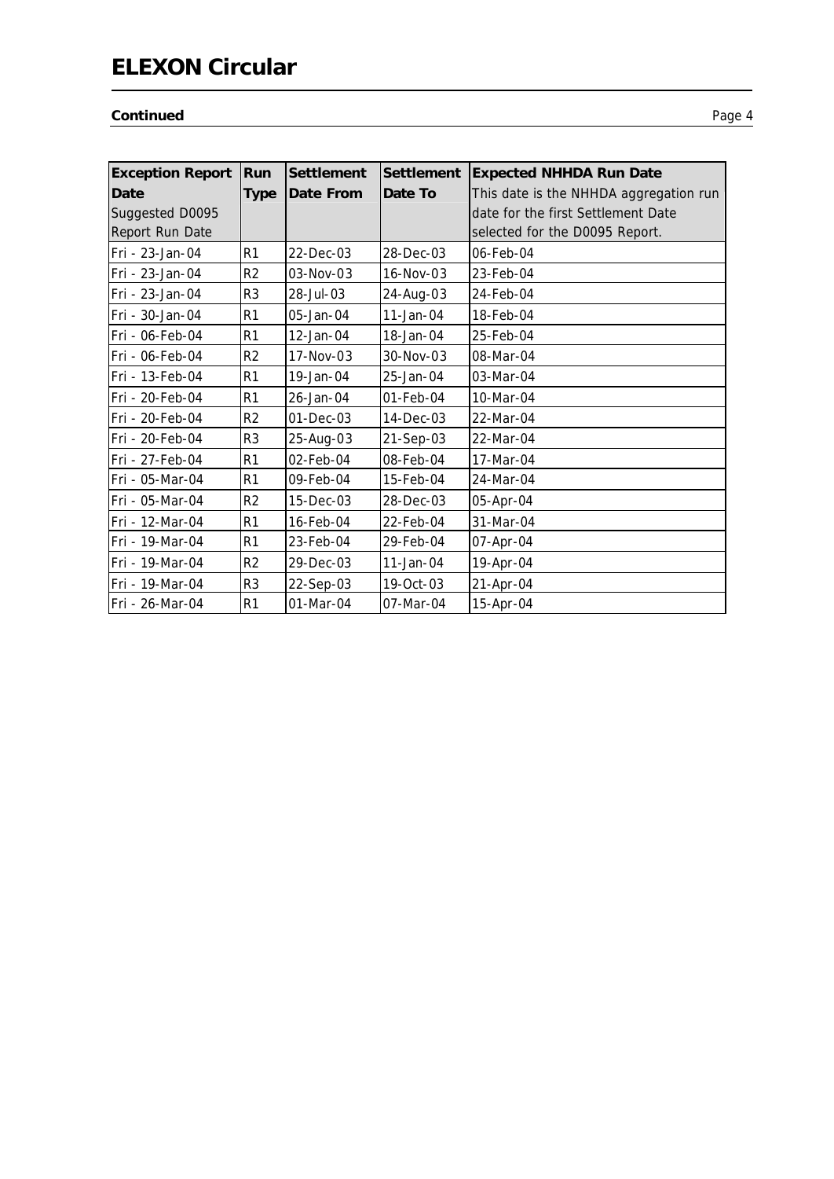| Exception Report Date Suggested D0095 Report Run Date | Run Type | Settlement Date From | Settlement Date To | Expected NHHDA Run Date This date is the NHHDA aggregation run date for the first Settlement Date selected for the D0095 Report. |
|---|---|---|---|---|
| Fri - 23-Jan-04 | R1 | 22-Dec-03 | 28-Dec-03 | 06-Feb-04 |
| Fri - 23-Jan-04 | R2 | 03-Nov-03 | 16-Nov-03 | 23-Feb-04 |
| Fri - 23-Jan-04 | R3 | 28-Jul-03 | 24-Aug-03 | 24-Feb-04 |
| Fri - 30-Jan-04 | R1 | 05-Jan-04 | 11-Jan-04 | 18-Feb-04 |
| Fri - 06-Feb-04 | R1 | 12-Jan-04 | 18-Jan-04 | 25-Feb-04 |
| Fri - 06-Feb-04 | R2 | 17-Nov-03 | 30-Nov-03 | 08-Mar-04 |
| Fri - 13-Feb-04 | R1 | 19-Jan-04 | 25-Jan-04 | 03-Mar-04 |
| Fri - 20-Feb-04 | R1 | 26-Jan-04 | 01-Feb-04 | 10-Mar-04 |
| Fri - 20-Feb-04 | R2 | 01-Dec-03 | 14-Dec-03 | 22-Mar-04 |
| Fri - 20-Feb-04 | R3 | 25-Aug-03 | 21-Sep-03 | 22-Mar-04 |
| Fri - 27-Feb-04 | R1 | 02-Feb-04 | 08-Feb-04 | 17-Mar-04 |
| Fri - 05-Mar-04 | R1 | 09-Feb-04 | 15-Feb-04 | 24-Mar-04 |
| Fri - 05-Mar-04 | R2 | 15-Dec-03 | 28-Dec-03 | 05-Apr-04 |
| Fri - 12-Mar-04 | R1 | 16-Feb-04 | 22-Feb-04 | 31-Mar-04 |
| Fri - 19-Mar-04 | R1 | 23-Feb-04 | 29-Feb-04 | 07-Apr-04 |
| Fri - 19-Mar-04 | R2 | 29-Dec-03 | 11-Jan-04 | 19-Apr-04 |
| Fri - 19-Mar-04 | R3 | 22-Sep-03 | 19-Oct-03 | 21-Apr-04 |
| Fri - 26-Mar-04 | R1 | 01-Mar-04 | 07-Mar-04 | 15-Apr-04 |